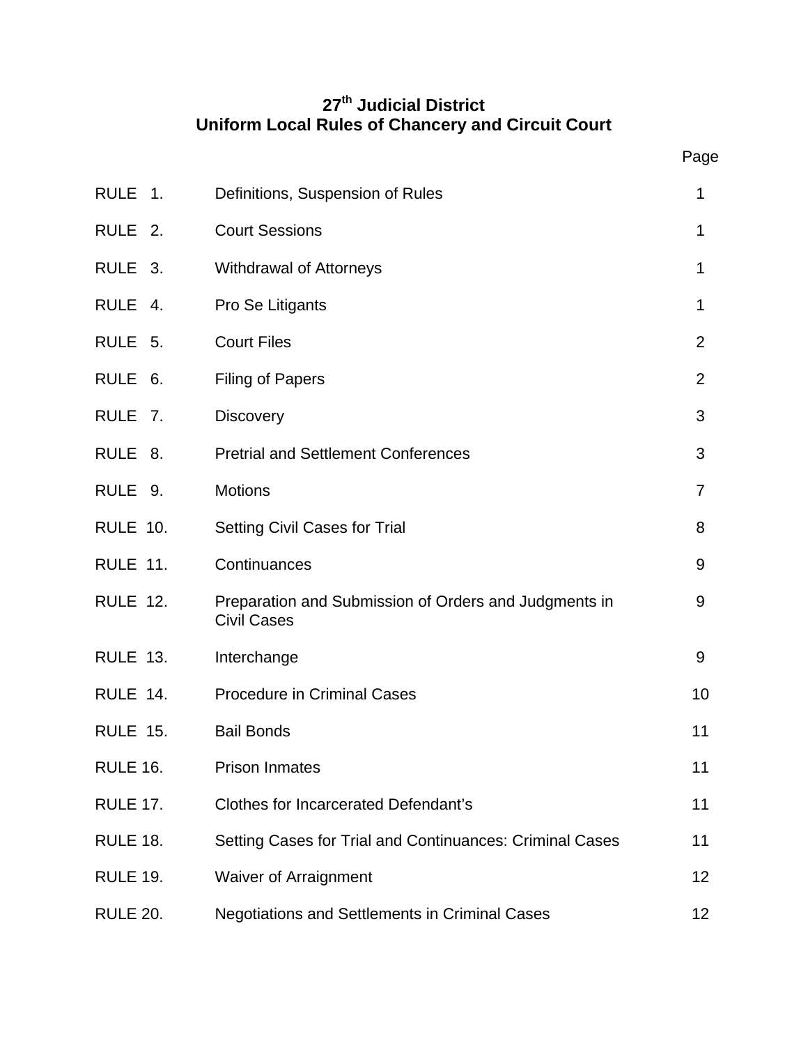# 27th Judicial District
# Uniform Local Rules of Chancery and Circuit Court

| | | Page |
|---|---|---|
| RULE 1. | Definitions, Suspension of Rules | 1 |
| RULE 2. | Court Sessions | 1 |
| RULE 3. | Withdrawal of Attorneys | 1 |
| RULE 4. | Pro Se Litigants | 1 |
| RULE 5. | Court Files | 2 |
| RULE 6. | Filing of Papers | 2 |
| RULE 7. | Discovery | 3 |
| RULE 8. | Pretrial and Settlement Conferences | 3 |
| RULE 9. | Motions | 7 |
| RULE 10. | Setting Civil Cases for Trial | 8 |
| RULE 11. | Continuances | 9 |
| RULE 12. | Preparation and Submission of Orders and Judgments in Civil Cases | 9 |
| RULE 13. | Interchange | 9 |
| RULE 14. | Procedure in Criminal Cases | 10 |
| RULE 15. | Bail Bonds | 11 |
| RULE 16. | Prison Inmates | 11 |
| RULE 17. | Clothes for Incarcerated Defendant's | 11 |
| RULE 18. | Setting Cases for Trial and Continuances: Criminal Cases | 11 |
| RULE 19. | Waiver of Arraignment | 12 |
| RULE 20. | Negotiations and Settlements in Criminal Cases | 12 |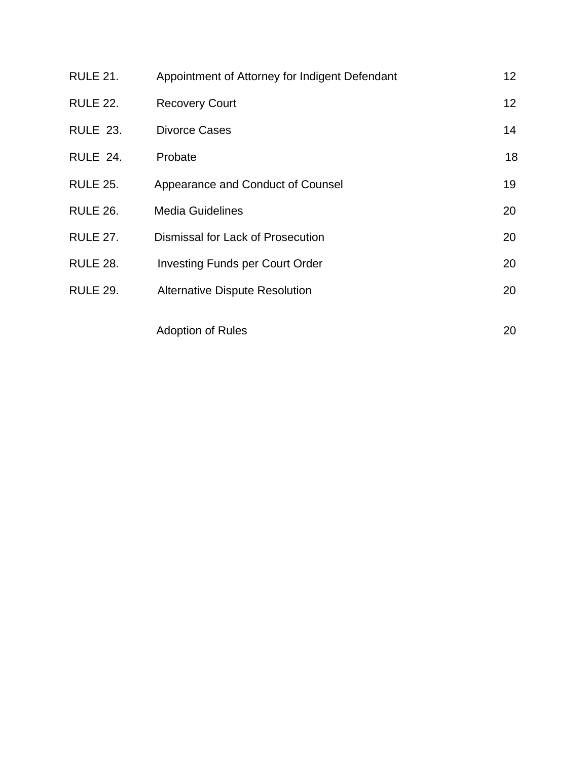| | | |
|---|---|---|
| RULE 21. | Appointment of Attorney for Indigent Defendant | 12 |
| RULE 22. | Recovery Court | 12 |
| RULE 23. | Divorce Cases | 14 |
| RULE 24. | Probate | 18 |
| RULE 25. | Appearance and Conduct of Counsel | 19 |
| RULE 26. | Media Guidelines | 20 |
| RULE 27. | Dismissal for Lack of Prosecution | 20 |
| RULE 28. | Investing Funds per Court Order | 20 |
| RULE 29. | Alternative Dispute Resolution | 20 |
| | Adoption of Rules | 20 |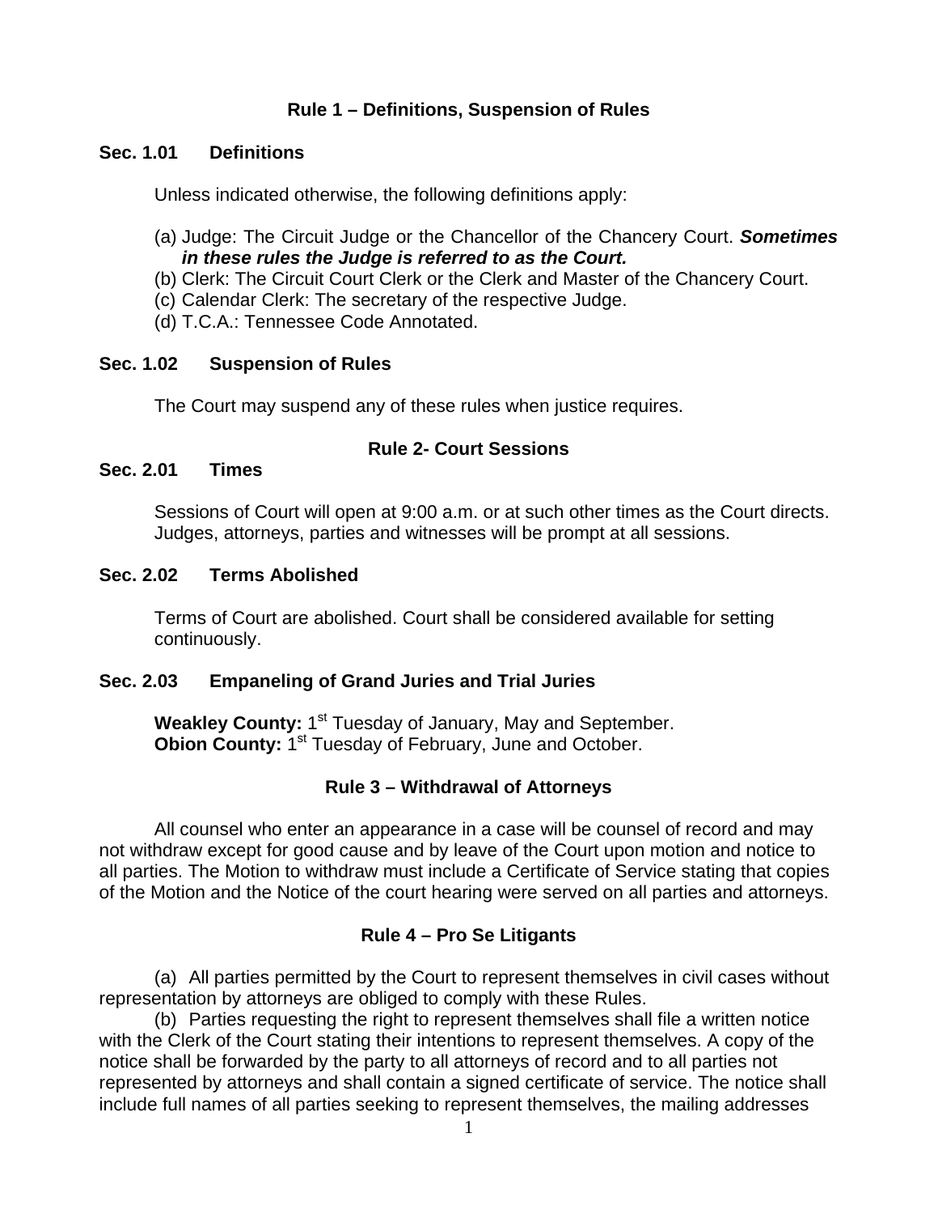## Rule 1 – Definitions, Suspension of Rules

### Sec. 1.01 Definitions

Unless indicated otherwise, the following definitions apply:

(a) Judge: The Circuit Judge or the Chancellor of the Chancery Court. ***Sometimes in these rules the Judge is referred to as the Court.***
(b) Clerk: The Circuit Court Clerk or the Clerk and Master of the Chancery Court.
(c) Calendar Clerk: The secretary of the respective Judge.
(d) T.C.A.: Tennessee Code Annotated.

### Sec. 1.02 Suspension of Rules

The Court may suspend any of these rules when justice requires.

## Rule 2- Court Sessions

### Sec. 2.01 Times

Sessions of Court will open at 9:00 a.m. or at such other times as the Court directs. Judges, attorneys, parties and witnesses will be prompt at all sessions.

### Sec. 2.02 Terms Abolished

Terms of Court are abolished. Court shall be considered available for setting continuously.

### Sec. 2.03 Empaneling of Grand Juries and Trial Juries

**Weakley County:** 1st Tuesday of January, May and September.
**Obion County:** 1st Tuesday of February, June and October.

## Rule 3 – Withdrawal of Attorneys

All counsel who enter an appearance in a case will be counsel of record and may not withdraw except for good cause and by leave of the Court upon motion and notice to all parties. The Motion to withdraw must include a Certificate of Service stating that copies of the Motion and the Notice of the court hearing were served on all parties and attorneys.

## Rule 4 – Pro Se Litigants

(a) All parties permitted by the Court to represent themselves in civil cases without representation by attorneys are obliged to comply with these Rules.

(b) Parties requesting the right to represent themselves shall file a written notice with the Clerk of the Court stating their intentions to represent themselves. A copy of the notice shall be forwarded by the party to all attorneys of record and to all parties not represented by attorneys and shall contain a signed certificate of service. The notice shall include full names of all parties seeking to represent themselves, the mailing addresses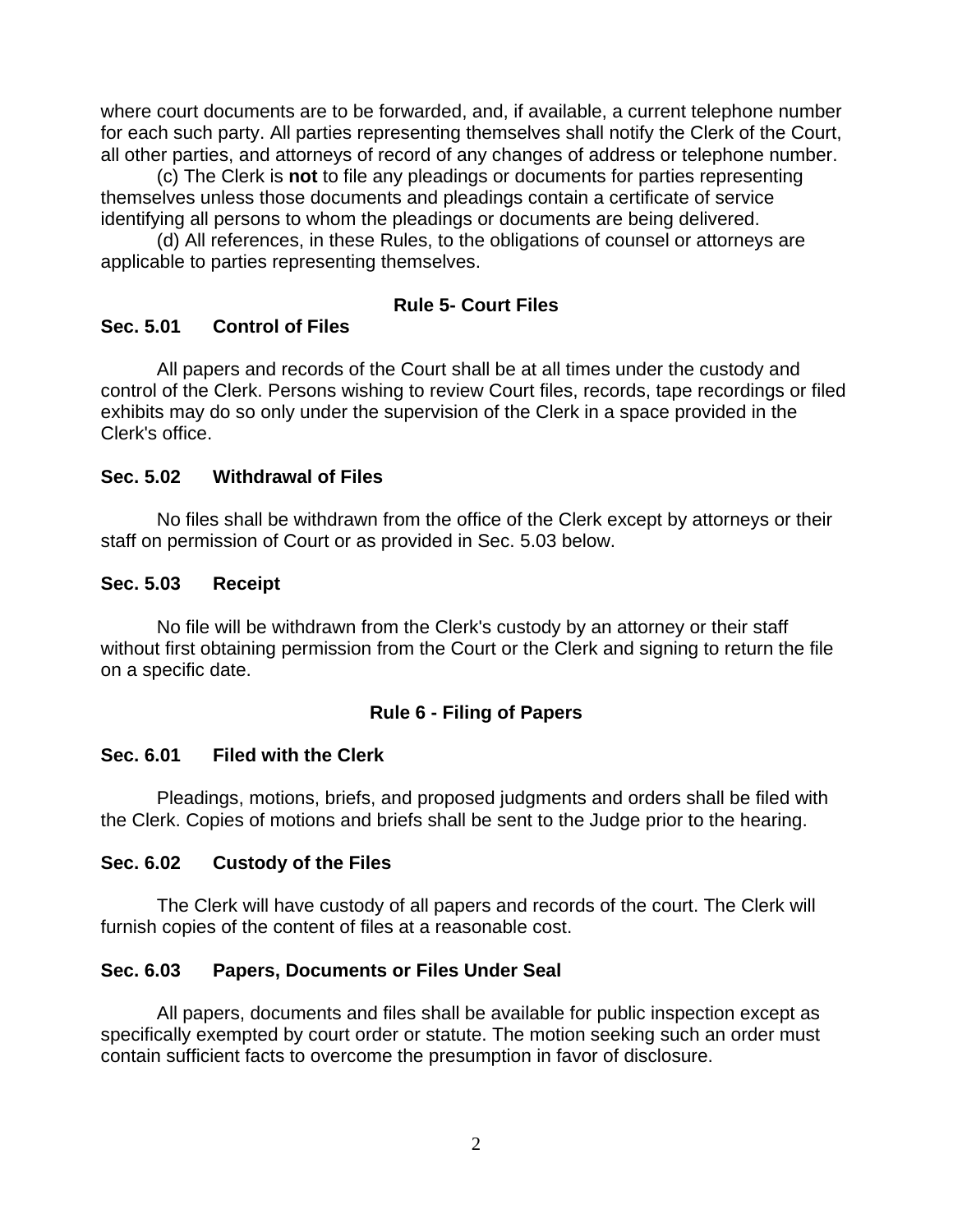where court documents are to be forwarded, and, if available, a current telephone number for each such party. All parties representing themselves shall notify the Clerk of the Court, all other parties, and attorneys of record of any changes of address or telephone number.

(c) The Clerk is **not** to file any pleadings or documents for parties representing themselves unless those documents and pleadings contain a certificate of service identifying all persons to whom the pleadings or documents are being delivered.

(d) All references, in these Rules, to the obligations of counsel or attorneys are applicable to parties representing themselves.

## Rule 5- Court Files

### Sec. 5.01 Control of Files

All papers and records of the Court shall be at all times under the custody and control of the Clerk. Persons wishing to review Court files, records, tape recordings or filed exhibits may do so only under the supervision of the Clerk in a space provided in the Clerk's office.

### Sec. 5.02 Withdrawal of Files

No files shall be withdrawn from the office of the Clerk except by attorneys or their staff on permission of Court or as provided in Sec. 5.03 below.

### Sec. 5.03 Receipt

No file will be withdrawn from the Clerk's custody by an attorney or their staff without first obtaining permission from the Court or the Clerk and signing to return the file on a specific date.

## Rule 6 - Filing of Papers

### Sec. 6.01 Filed with the Clerk

Pleadings, motions, briefs, and proposed judgments and orders shall be filed with the Clerk. Copies of motions and briefs shall be sent to the Judge prior to the hearing.

### Sec. 6.02 Custody of the Files

The Clerk will have custody of all papers and records of the court. The Clerk will furnish copies of the content of files at a reasonable cost.

### Sec. 6.03 Papers, Documents or Files Under Seal

All papers, documents and files shall be available for public inspection except as specifically exempted by court order or statute. The motion seeking such an order must contain sufficient facts to overcome the presumption in favor of disclosure.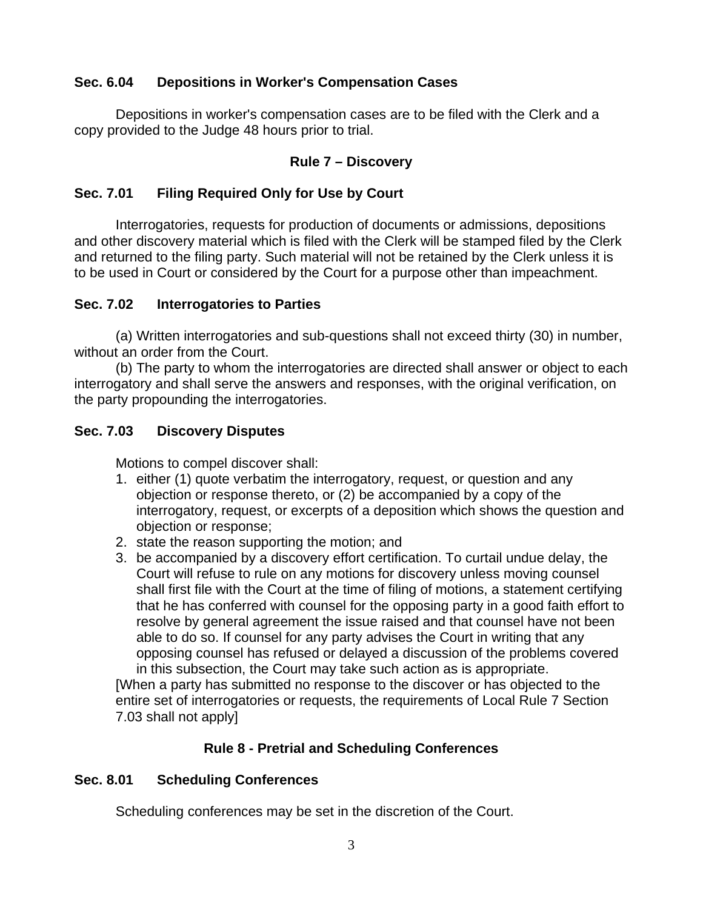### Sec. 6.04 Depositions in Worker's Compensation Cases

Depositions in worker's compensation cases are to be filed with the Clerk and a copy provided to the Judge 48 hours prior to trial.

## Rule 7 – Discovery

### Sec. 7.01 Filing Required Only for Use by Court

Interrogatories, requests for production of documents or admissions, depositions and other discovery material which is filed with the Clerk will be stamped filed by the Clerk and returned to the filing party. Such material will not be retained by the Clerk unless it is to be used in Court or considered by the Court for a purpose other than impeachment.

### Sec. 7.02 Interrogatories to Parties

(a) Written interrogatories and sub-questions shall not exceed thirty (30) in number, without an order from the Court.

(b) The party to whom the interrogatories are directed shall answer or object to each interrogatory and shall serve the answers and responses, with the original verification, on the party propounding the interrogatories.

### Sec. 7.03 Discovery Disputes

Motions to compel discover shall:

1. either (1) quote verbatim the interrogatory, request, or question and any objection or response thereto, or (2) be accompanied by a copy of the interrogatory, request, or excerpts of a deposition which shows the question and objection or response;
2. state the reason supporting the motion; and
3. be accompanied by a discovery effort certification. To curtail undue delay, the Court will refuse to rule on any motions for discovery unless moving counsel shall first file with the Court at the time of filing of motions, a statement certifying that he has conferred with counsel for the opposing party in a good faith effort to resolve by general agreement the issue raised and that counsel have not been able to do so. If counsel for any party advises the Court in writing that any opposing counsel has refused or delayed a discussion of the problems covered in this subsection, the Court may take such action as is appropriate.

[When a party has submitted no response to the discover or has objected to the entire set of interrogatories or requests, the requirements of Local Rule 7 Section 7.03 shall not apply]

## Rule 8 - Pretrial and Scheduling Conferences

### Sec. 8.01 Scheduling Conferences

Scheduling conferences may be set in the discretion of the Court.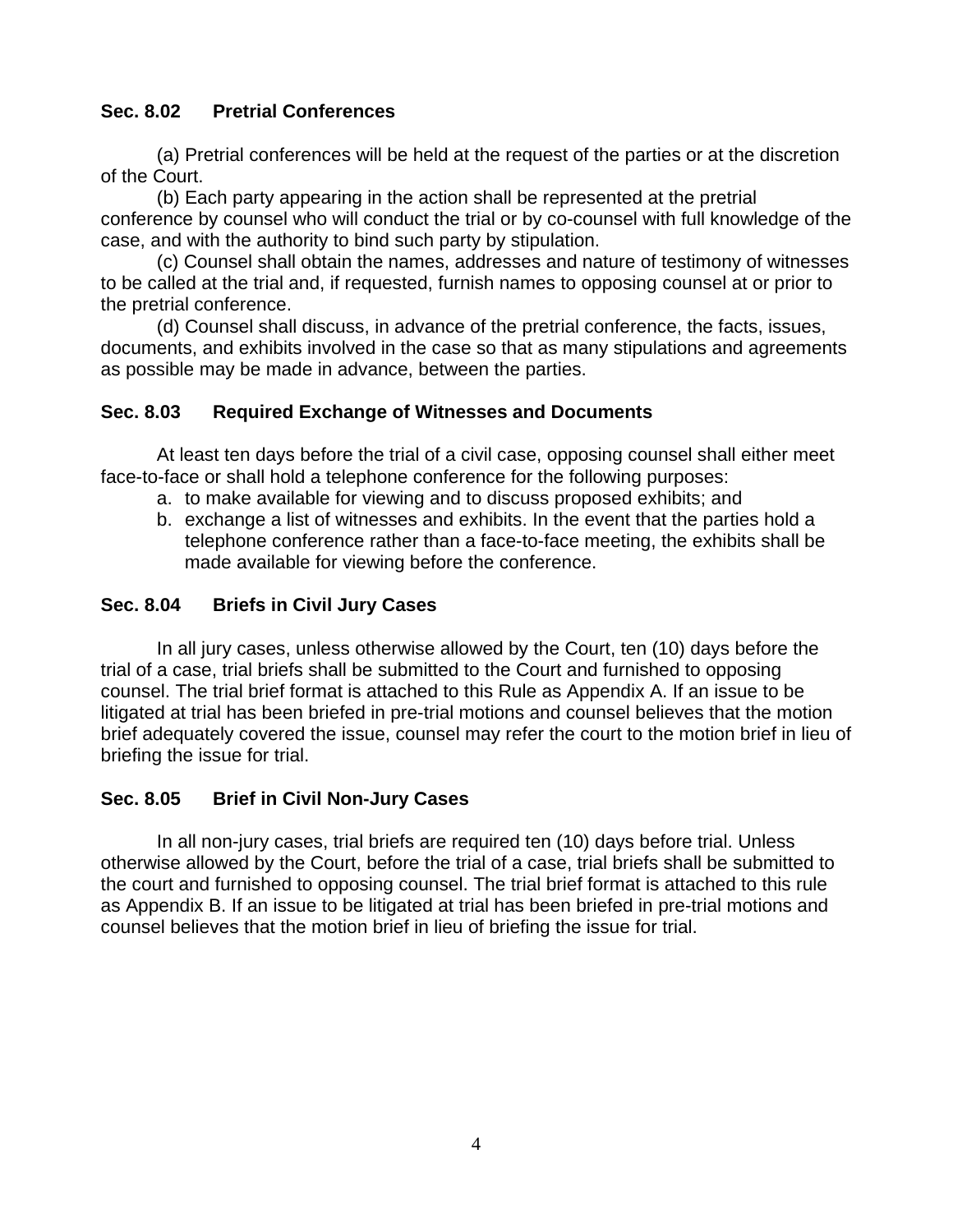### Sec. 8.02 Pretrial Conferences

(a) Pretrial conferences will be held at the request of the parties or at the discretion of the Court.

(b) Each party appearing in the action shall be represented at the pretrial conference by counsel who will conduct the trial or by co-counsel with full knowledge of the case, and with the authority to bind such party by stipulation.

(c) Counsel shall obtain the names, addresses and nature of testimony of witnesses to be called at the trial and, if requested, furnish names to opposing counsel at or prior to the pretrial conference.

(d) Counsel shall discuss, in advance of the pretrial conference, the facts, issues, documents, and exhibits involved in the case so that as many stipulations and agreements as possible may be made in advance, between the parties.

### Sec. 8.03 Required Exchange of Witnesses and Documents

At least ten days before the trial of a civil case, opposing counsel shall either meet face-to-face or shall hold a telephone conference for the following purposes:

a. to make available for viewing and to discuss proposed exhibits; and
b. exchange a list of witnesses and exhibits. In the event that the parties hold a telephone conference rather than a face-to-face meeting, the exhibits shall be made available for viewing before the conference.

### Sec. 8.04 Briefs in Civil Jury Cases

In all jury cases, unless otherwise allowed by the Court, ten (10) days before the trial of a case, trial briefs shall be submitted to the Court and furnished to opposing counsel. The trial brief format is attached to this Rule as Appendix A. If an issue to be litigated at trial has been briefed in pre-trial motions and counsel believes that the motion brief adequately covered the issue, counsel may refer the court to the motion brief in lieu of briefing the issue for trial.

### Sec. 8.05 Brief in Civil Non-Jury Cases

In all non-jury cases, trial briefs are required ten (10) days before trial. Unless otherwise allowed by the Court, before the trial of a case, trial briefs shall be submitted to the court and furnished to opposing counsel. The trial brief format is attached to this rule as Appendix B. If an issue to be litigated at trial has been briefed in pre-trial motions and counsel believes that the motion brief in lieu of briefing the issue for trial.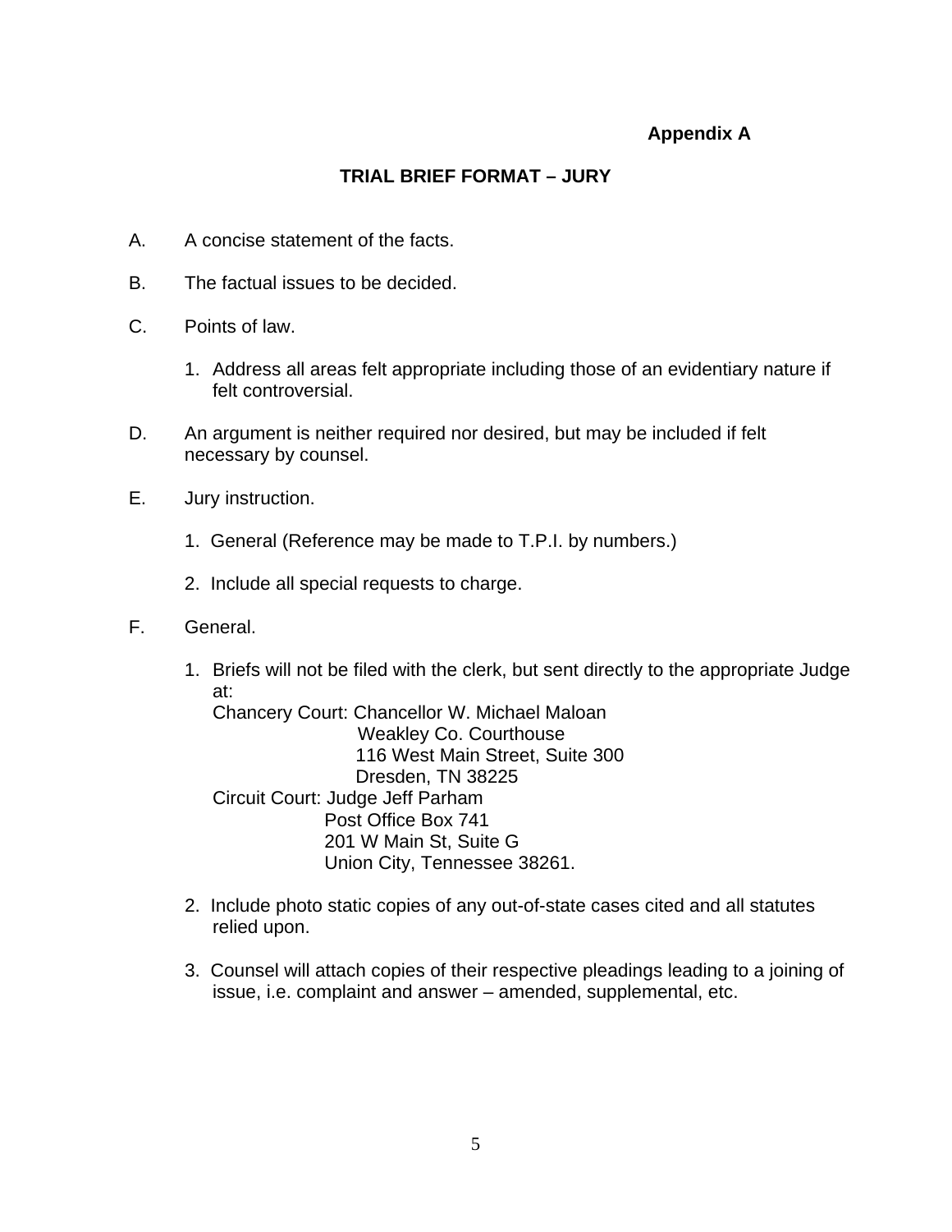**Appendix A**

## TRIAL BRIEF FORMAT – JURY

A. A concise statement of the facts.

B. The factual issues to be decided.

C. Points of law.

   1. Address all areas felt appropriate including those of an evidentiary nature if felt controversial.

D. An argument is neither required nor desired, but may be included if felt necessary by counsel.

E. Jury instruction.

   1. General (Reference may be made to T.P.I. by numbers.)

   2. Include all special requests to charge.

F. General.

   1. Briefs will not be filed with the clerk, but sent directly to the appropriate Judge at:
      Chancery Court: Chancellor W. Michael Maloan
      Weakley Co. Courthouse
      116 West Main Street, Suite 300
      Dresden, TN 38225
      Circuit Court: Judge Jeff Parham
      Post Office Box 741
      201 W Main St, Suite G
      Union City, Tennessee 38261.

   2. Include photo static copies of any out-of-state cases cited and all statutes relied upon.

   3. Counsel will attach copies of their respective pleadings leading to a joining of issue, i.e. complaint and answer – amended, supplemental, etc.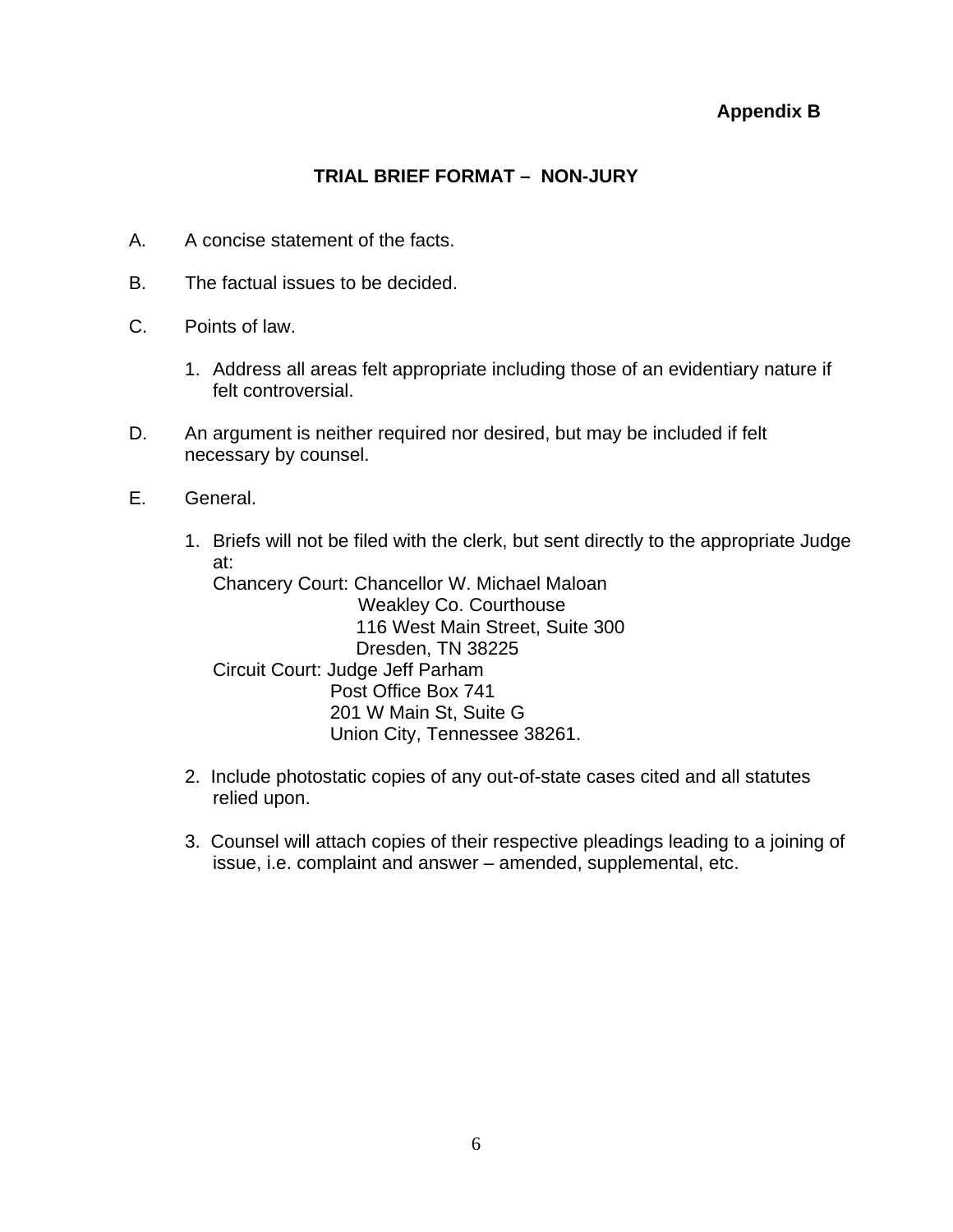**Appendix B**

# TRIAL BRIEF FORMAT – NON-JURY

A. A concise statement of the facts.

B. The factual issues to be decided.

C. Points of law.

   1. Address all areas felt appropriate including those of an evidentiary nature if felt controversial.

D. An argument is neither required nor desired, but may be included if felt necessary by counsel.

E. General.

   1. Briefs will not be filed with the clerk, but sent directly to the appropriate Judge at:
      Chancery Court: Chancellor W. Michael Maloan
      Weakley Co. Courthouse
      116 West Main Street, Suite 300
      Dresden, TN 38225
      Circuit Court: Judge Jeff Parham
      Post Office Box 741
      201 W Main St, Suite G
      Union City, Tennessee 38261.

   2. Include photostatic copies of any out-of-state cases cited and all statutes relied upon.

   3. Counsel will attach copies of their respective pleadings leading to a joining of issue, i.e. complaint and answer – amended, supplemental, etc.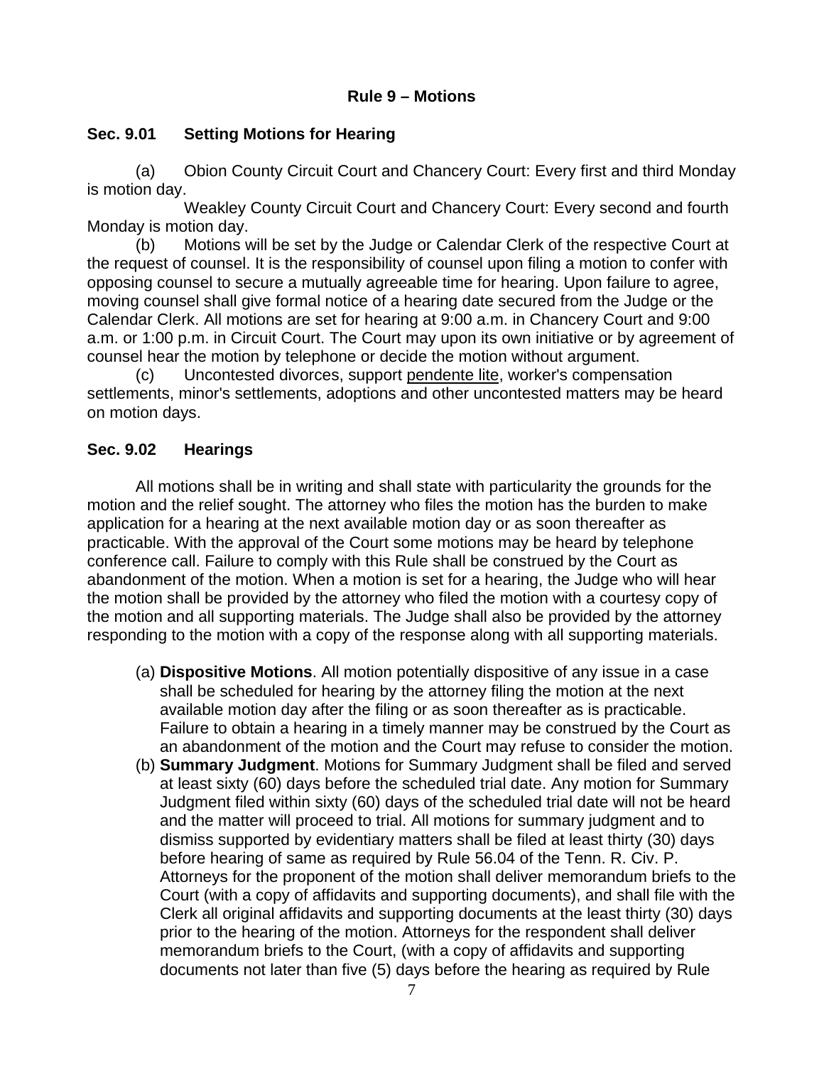# Rule 9 – Motions

## Sec. 9.01 Setting Motions for Hearing

(a) Obion County Circuit Court and Chancery Court: Every first and third Monday is motion day.

Weakley County Circuit Court and Chancery Court: Every second and fourth Monday is motion day.

(b) Motions will be set by the Judge or Calendar Clerk of the respective Court at the request of counsel. It is the responsibility of counsel upon filing a motion to confer with opposing counsel to secure a mutually agreeable time for hearing. Upon failure to agree, moving counsel shall give formal notice of a hearing date secured from the Judge or the Calendar Clerk. All motions are set for hearing at 9:00 a.m. in Chancery Court and 9:00 a.m. or 1:00 p.m. in Circuit Court. The Court may upon its own initiative or by agreement of counsel hear the motion by telephone or decide the motion without argument.

(c) Uncontested divorces, support pendente lite, worker's compensation settlements, minor's settlements, adoptions and other uncontested matters may be heard on motion days.

## Sec. 9.02 Hearings

All motions shall be in writing and shall state with particularity the grounds for the motion and the relief sought. The attorney who files the motion has the burden to make application for a hearing at the next available motion day or as soon thereafter as practicable. With the approval of the Court some motions may be heard by telephone conference call. Failure to comply with this Rule shall be construed by the Court as abandonment of the motion. When a motion is set for a hearing, the Judge who will hear the motion shall be provided by the attorney who filed the motion with a courtesy copy of the motion and all supporting materials. The Judge shall also be provided by the attorney responding to the motion with a copy of the response along with all supporting materials.

(a) **Dispositive Motions**. All motion potentially dispositive of any issue in a case shall be scheduled for hearing by the attorney filing the motion at the next available motion day after the filing or as soon thereafter as is practicable. Failure to obtain a hearing in a timely manner may be construed by the Court as an abandonment of the motion and the Court may refuse to consider the motion.

(b) **Summary Judgment**. Motions for Summary Judgment shall be filed and served at least sixty (60) days before the scheduled trial date. Any motion for Summary Judgment filed within sixty (60) days of the scheduled trial date will not be heard and the matter will proceed to trial. All motions for summary judgment and to dismiss supported by evidentiary matters shall be filed at least thirty (30) days before hearing of same as required by Rule 56.04 of the Tenn. R. Civ. P. Attorneys for the proponent of the motion shall deliver memorandum briefs to the Court (with a copy of affidavits and supporting documents), and shall file with the Clerk all original affidavits and supporting documents at the least thirty (30) days prior to the hearing of the motion. Attorneys for the respondent shall deliver memorandum briefs to the Court, (with a copy of affidavits and supporting documents not later than five (5) days before the hearing as required by Rule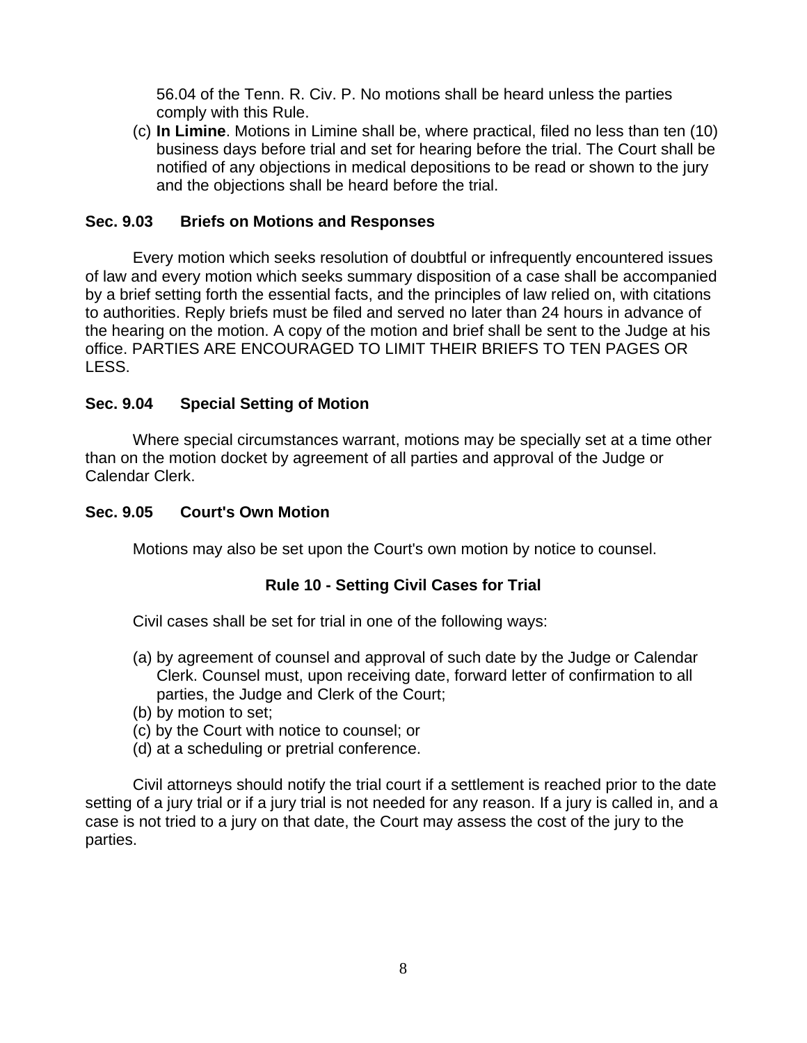56.04 of the Tenn. R. Civ. P. No motions shall be heard unless the parties comply with this Rule.

(c) **In Limine**. Motions in Limine shall be, where practical, filed no less than ten (10) business days before trial and set for hearing before the trial. The Court shall be notified of any objections in medical depositions to be read or shown to the jury and the objections shall be heard before the trial.

### Sec. 9.03 Briefs on Motions and Responses

Every motion which seeks resolution of doubtful or infrequently encountered issues of law and every motion which seeks summary disposition of a case shall be accompanied by a brief setting forth the essential facts, and the principles of law relied on, with citations to authorities. Reply briefs must be filed and served no later than 24 hours in advance of the hearing on the motion. A copy of the motion and brief shall be sent to the Judge at his office. PARTIES ARE ENCOURAGED TO LIMIT THEIR BRIEFS TO TEN PAGES OR LESS.

### Sec. 9.04 Special Setting of Motion

Where special circumstances warrant, motions may be specially set at a time other than on the motion docket by agreement of all parties and approval of the Judge or Calendar Clerk.

### Sec. 9.05 Court's Own Motion

Motions may also be set upon the Court's own motion by notice to counsel.

## Rule 10 - Setting Civil Cases for Trial

Civil cases shall be set for trial in one of the following ways:

(a) by agreement of counsel and approval of such date by the Judge or Calendar Clerk. Counsel must, upon receiving date, forward letter of confirmation to all parties, the Judge and Clerk of the Court;
(b) by motion to set;
(c) by the Court with notice to counsel; or
(d) at a scheduling or pretrial conference.

Civil attorneys should notify the trial court if a settlement is reached prior to the date setting of a jury trial or if a jury trial is not needed for any reason. If a jury is called in, and a case is not tried to a jury on that date, the Court may assess the cost of the jury to the parties.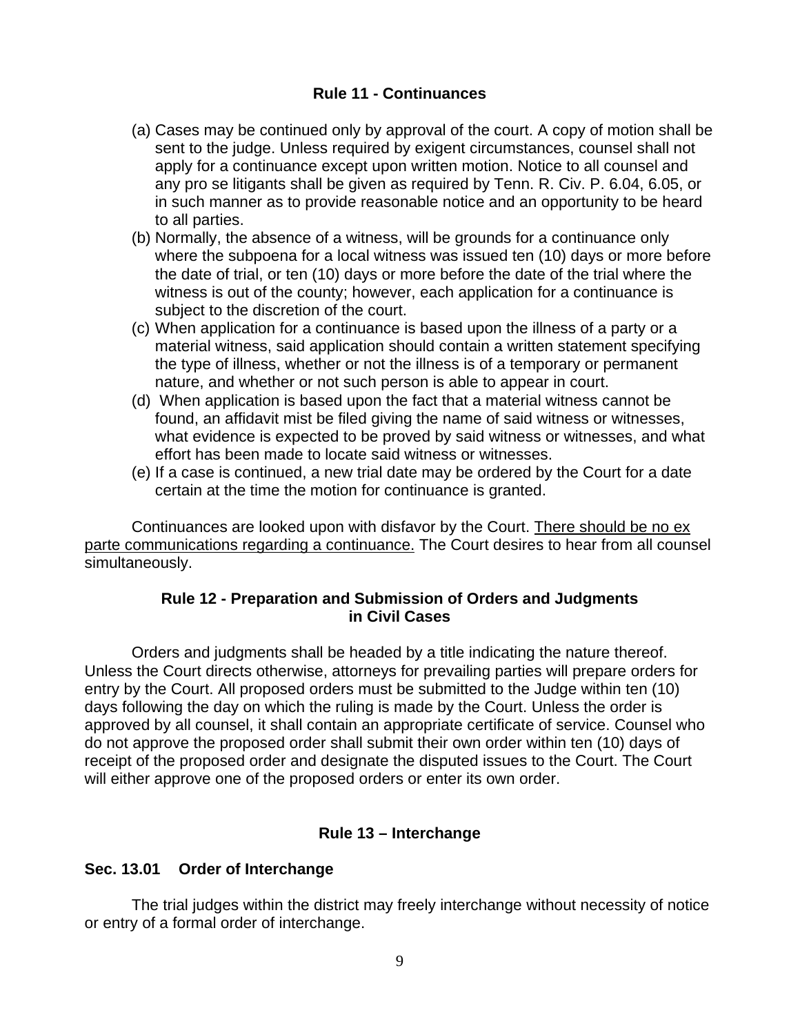## Rule 11 - Continuances

(a) Cases may be continued only by approval of the court. A copy of motion shall be sent to the judge. Unless required by exigent circumstances, counsel shall not apply for a continuance except upon written motion. Notice to all counsel and any pro se litigants shall be given as required by Tenn. R. Civ. P. 6.04, 6.05, or in such manner as to provide reasonable notice and an opportunity to be heard to all parties.

(b) Normally, the absence of a witness, will be grounds for a continuance only where the subpoena for a local witness was issued ten (10) days or more before the date of trial, or ten (10) days or more before the date of the trial where the witness is out of the county; however, each application for a continuance is subject to the discretion of the court.

(c) When application for a continuance is based upon the illness of a party or a material witness, said application should contain a written statement specifying the type of illness, whether or not the illness is of a temporary or permanent nature, and whether or not such person is able to appear in court.

(d) When application is based upon the fact that a material witness cannot be found, an affidavit mist be filed giving the name of said witness or witnesses, what evidence is expected to be proved by said witness or witnesses, and what effort has been made to locate said witness or witnesses.

(e) If a case is continued, a new trial date may be ordered by the Court for a date certain at the time the motion for continuance is granted.

Continuances are looked upon with disfavor by the Court. <u>There should be no ex parte communications regarding a continuance.</u> The Court desires to hear from all counsel simultaneously.

## Rule 12 - Preparation and Submission of Orders and Judgments in Civil Cases

Orders and judgments shall be headed by a title indicating the nature thereof. Unless the Court directs otherwise, attorneys for prevailing parties will prepare orders for entry by the Court. All proposed orders must be submitted to the Judge within ten (10) days following the day on which the ruling is made by the Court. Unless the order is approved by all counsel, it shall contain an appropriate certificate of service. Counsel who do not approve the proposed order shall submit their own order within ten (10) days of receipt of the proposed order and designate the disputed issues to the Court. The Court will either approve one of the proposed orders or enter its own order.

## Rule 13 – Interchange

### Sec. 13.01 Order of Interchange

The trial judges within the district may freely interchange without necessity of notice or entry of a formal order of interchange.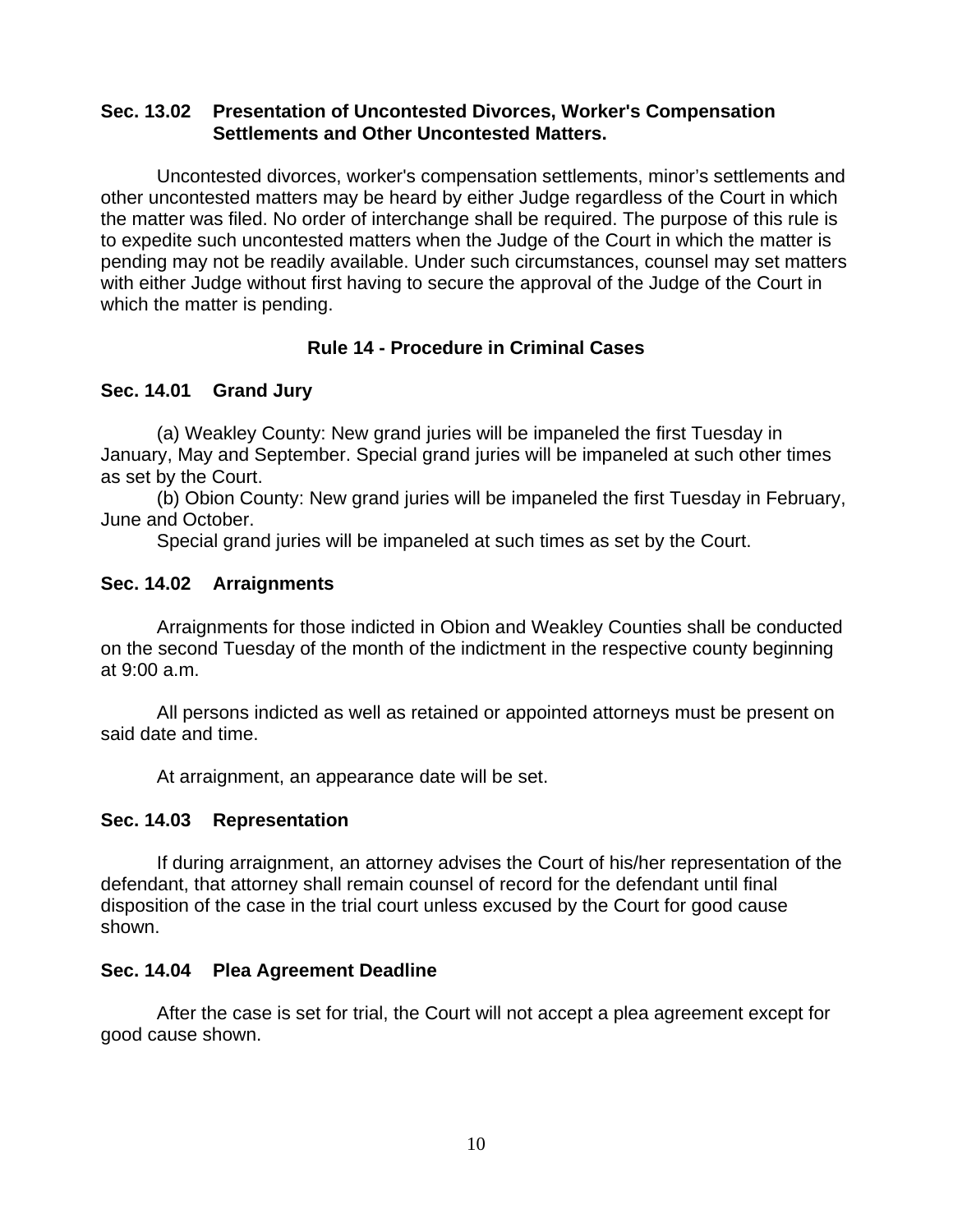### Sec. 13.02 Presentation of Uncontested Divorces, Worker's Compensation Settlements and Other Uncontested Matters.

Uncontested divorces, worker's compensation settlements, minor's settlements and other uncontested matters may be heard by either Judge regardless of the Court in which the matter was filed. No order of interchange shall be required. The purpose of this rule is to expedite such uncontested matters when the Judge of the Court in which the matter is pending may not be readily available. Under such circumstances, counsel may set matters with either Judge without first having to secure the approval of the Judge of the Court in which the matter is pending.

## Rule 14 - Procedure in Criminal Cases

### Sec. 14.01 Grand Jury

(a) Weakley County: New grand juries will be impaneled the first Tuesday in January, May and September. Special grand juries will be impaneled at such other times as set by the Court.

(b) Obion County: New grand juries will be impaneled the first Tuesday in February, June and October.

Special grand juries will be impaneled at such times as set by the Court.

### Sec. 14.02 Arraignments

Arraignments for those indicted in Obion and Weakley Counties shall be conducted on the second Tuesday of the month of the indictment in the respective county beginning at 9:00 a.m.

All persons indicted as well as retained or appointed attorneys must be present on said date and time.

At arraignment, an appearance date will be set.

### Sec. 14.03 Representation

If during arraignment, an attorney advises the Court of his/her representation of the defendant, that attorney shall remain counsel of record for the defendant until final disposition of the case in the trial court unless excused by the Court for good cause shown.

### Sec. 14.04 Plea Agreement Deadline

After the case is set for trial, the Court will not accept a plea agreement except for good cause shown.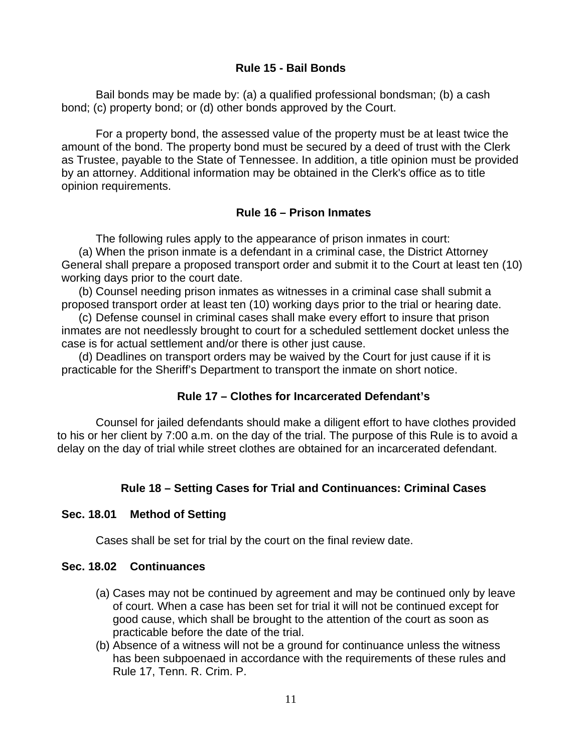## Rule 15 - Bail Bonds

Bail bonds may be made by: (a) a qualified professional bondsman; (b) a cash bond; (c) property bond; or (d) other bonds approved by the Court.

For a property bond, the assessed value of the property must be at least twice the amount of the bond. The property bond must be secured by a deed of trust with the Clerk as Trustee, payable to the State of Tennessee. In addition, a title opinion must be provided by an attorney. Additional information may be obtained in the Clerk's office as to title opinion requirements.

## Rule 16 – Prison Inmates

The following rules apply to the appearance of prison inmates in court:

(a) When the prison inmate is a defendant in a criminal case, the District Attorney General shall prepare a proposed transport order and submit it to the Court at least ten (10) working days prior to the court date.

(b) Counsel needing prison inmates as witnesses in a criminal case shall submit a proposed transport order at least ten (10) working days prior to the trial or hearing date.

(c) Defense counsel in criminal cases shall make every effort to insure that prison inmates are not needlessly brought to court for a scheduled settlement docket unless the case is for actual settlement and/or there is other just cause.

(d) Deadlines on transport orders may be waived by the Court for just cause if it is practicable for the Sheriff's Department to transport the inmate on short notice.

## Rule 17 – Clothes for Incarcerated Defendant's

Counsel for jailed defendants should make a diligent effort to have clothes provided to his or her client by 7:00 a.m. on the day of the trial. The purpose of this Rule is to avoid a delay on the day of trial while street clothes are obtained for an incarcerated defendant.

## Rule 18 – Setting Cases for Trial and Continuances: Criminal Cases

### Sec. 18.01 Method of Setting

Cases shall be set for trial by the court on the final review date.

### Sec. 18.02 Continuances

(a) Cases may not be continued by agreement and may be continued only by leave of court. When a case has been set for trial it will not be continued except for good cause, which shall be brought to the attention of the court as soon as practicable before the date of the trial.

(b) Absence of a witness will not be a ground for continuance unless the witness has been subpoenaed in accordance with the requirements of these rules and Rule 17, Tenn. R. Crim. P.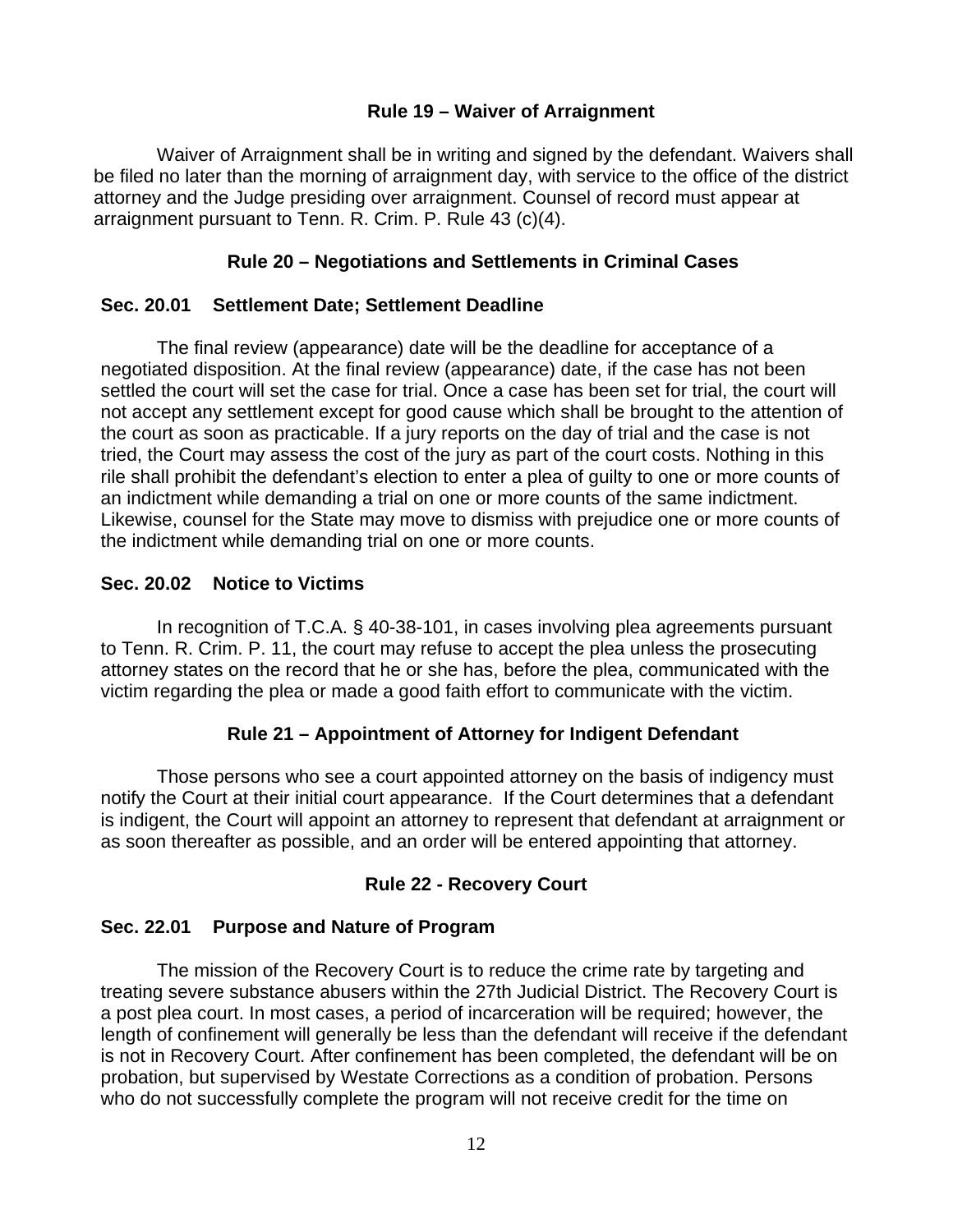## Rule 19 – Waiver of Arraignment

Waiver of Arraignment shall be in writing and signed by the defendant. Waivers shall be filed no later than the morning of arraignment day, with service to the office of the district attorney and the Judge presiding over arraignment. Counsel of record must appear at arraignment pursuant to Tenn. R. Crim. P. Rule 43 (c)(4).

## Rule 20 – Negotiations and Settlements in Criminal Cases

### Sec. 20.01 Settlement Date; Settlement Deadline

The final review (appearance) date will be the deadline for acceptance of a negotiated disposition. At the final review (appearance) date, if the case has not been settled the court will set the case for trial. Once a case has been set for trial, the court will not accept any settlement except for good cause which shall be brought to the attention of the court as soon as practicable. If a jury reports on the day of trial and the case is not tried, the Court may assess the cost of the jury as part of the court costs. Nothing in this rile shall prohibit the defendant's election to enter a plea of guilty to one or more counts of an indictment while demanding a trial on one or more counts of the same indictment. Likewise, counsel for the State may move to dismiss with prejudice one or more counts of the indictment while demanding trial on one or more counts.

### Sec. 20.02 Notice to Victims

In recognition of T.C.A. § 40-38-101, in cases involving plea agreements pursuant to Tenn. R. Crim. P. 11, the court may refuse to accept the plea unless the prosecuting attorney states on the record that he or she has, before the plea, communicated with the victim regarding the plea or made a good faith effort to communicate with the victim.

## Rule 21 – Appointment of Attorney for Indigent Defendant

Those persons who see a court appointed attorney on the basis of indigency must notify the Court at their initial court appearance. If the Court determines that a defendant is indigent, the Court will appoint an attorney to represent that defendant at arraignment or as soon thereafter as possible, and an order will be entered appointing that attorney.

## Rule 22 - Recovery Court

### Sec. 22.01 Purpose and Nature of Program

The mission of the Recovery Court is to reduce the crime rate by targeting and treating severe substance abusers within the 27th Judicial District. The Recovery Court is a post plea court. In most cases, a period of incarceration will be required; however, the length of confinement will generally be less than the defendant will receive if the defendant is not in Recovery Court. After confinement has been completed, the defendant will be on probation, but supervised by Westate Corrections as a condition of probation. Persons who do not successfully complete the program will not receive credit for the time on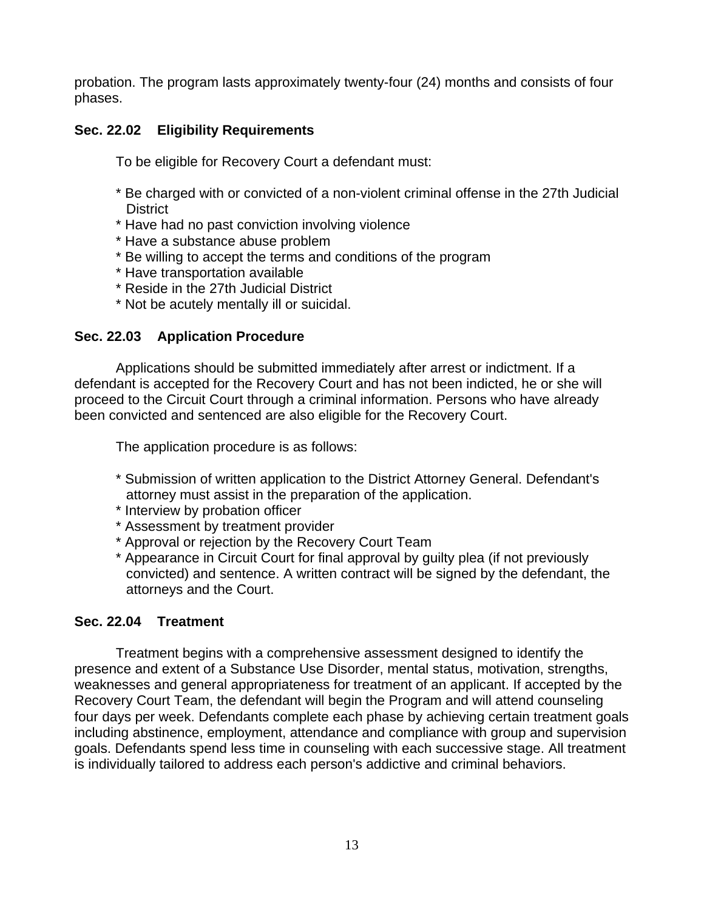probation. The program lasts approximately twenty-four (24) months and consists of four phases.

### Sec. 22.02 Eligibility Requirements

To be eligible for Recovery Court a defendant must:

* Be charged with or convicted of a non-violent criminal offense in the 27th Judicial District
* Have had no past conviction involving violence
* Have a substance abuse problem
* Be willing to accept the terms and conditions of the program
* Have transportation available
* Reside in the 27th Judicial District
* Not be acutely mentally ill or suicidal.

### Sec. 22.03 Application Procedure

Applications should be submitted immediately after arrest or indictment. If a defendant is accepted for the Recovery Court and has not been indicted, he or she will proceed to the Circuit Court through a criminal information. Persons who have already been convicted and sentenced are also eligible for the Recovery Court.

The application procedure is as follows:

* Submission of written application to the District Attorney General. Defendant's attorney must assist in the preparation of the application.
* Interview by probation officer
* Assessment by treatment provider
* Approval or rejection by the Recovery Court Team
* Appearance in Circuit Court for final approval by guilty plea (if not previously convicted) and sentence. A written contract will be signed by the defendant, the attorneys and the Court.

### Sec. 22.04 Treatment

Treatment begins with a comprehensive assessment designed to identify the presence and extent of a Substance Use Disorder, mental status, motivation, strengths, weaknesses and general appropriateness for treatment of an applicant. If accepted by the Recovery Court Team, the defendant will begin the Program and will attend counseling four days per week. Defendants complete each phase by achieving certain treatment goals including abstinence, employment, attendance and compliance with group and supervision goals. Defendants spend less time in counseling with each successive stage. All treatment is individually tailored to address each person's addictive and criminal behaviors.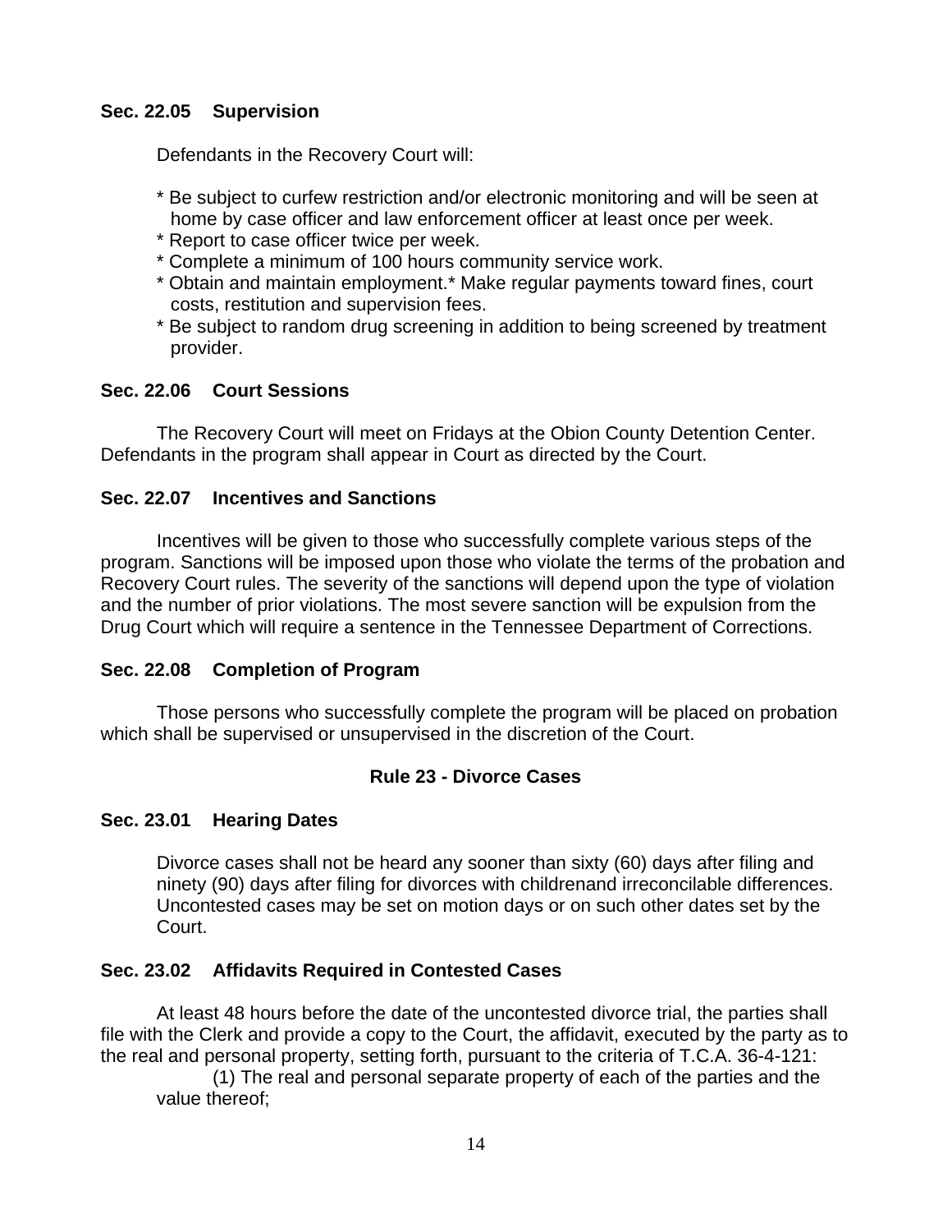**Sec. 22.05 Supervision**

Defendants in the Recovery Court will:

* Be subject to curfew restriction and/or electronic monitoring and will be seen at home by case officer and law enforcement officer at least once per week.
* Report to case officer twice per week.
* Complete a minimum of 100 hours community service work.
* Obtain and maintain employment.* Make regular payments toward fines, court costs, restitution and supervision fees.
* Be subject to random drug screening in addition to being screened by treatment provider.

**Sec. 22.06 Court Sessions**

The Recovery Court will meet on Fridays at the Obion County Detention Center. Defendants in the program shall appear in Court as directed by the Court.

**Sec. 22.07 Incentives and Sanctions**

Incentives will be given to those who successfully complete various steps of the program. Sanctions will be imposed upon those who violate the terms of the probation and Recovery Court rules. The severity of the sanctions will depend upon the type of violation and the number of prior violations. The most severe sanction will be expulsion from the Drug Court which will require a sentence in the Tennessee Department of Corrections.

**Sec. 22.08 Completion of Program**

Those persons who successfully complete the program will be placed on probation which shall be supervised or unsupervised in the discretion of the Court.

## Rule 23 - Divorce Cases

**Sec. 23.01 Hearing Dates**

Divorce cases shall not be heard any sooner than sixty (60) days after filing and ninety (90) days after filing for divorces with childrenand irreconcilable differences. Uncontested cases may be set on motion days or on such other dates set by the Court.

**Sec. 23.02 Affidavits Required in Contested Cases**

At least 48 hours before the date of the uncontested divorce trial, the parties shall file with the Clerk and provide a copy to the Court, the affidavit, executed by the party as to the real and personal property, setting forth, pursuant to the criteria of T.C.A. 36-4-121:

(1) The real and personal separate property of each of the parties and the value thereof;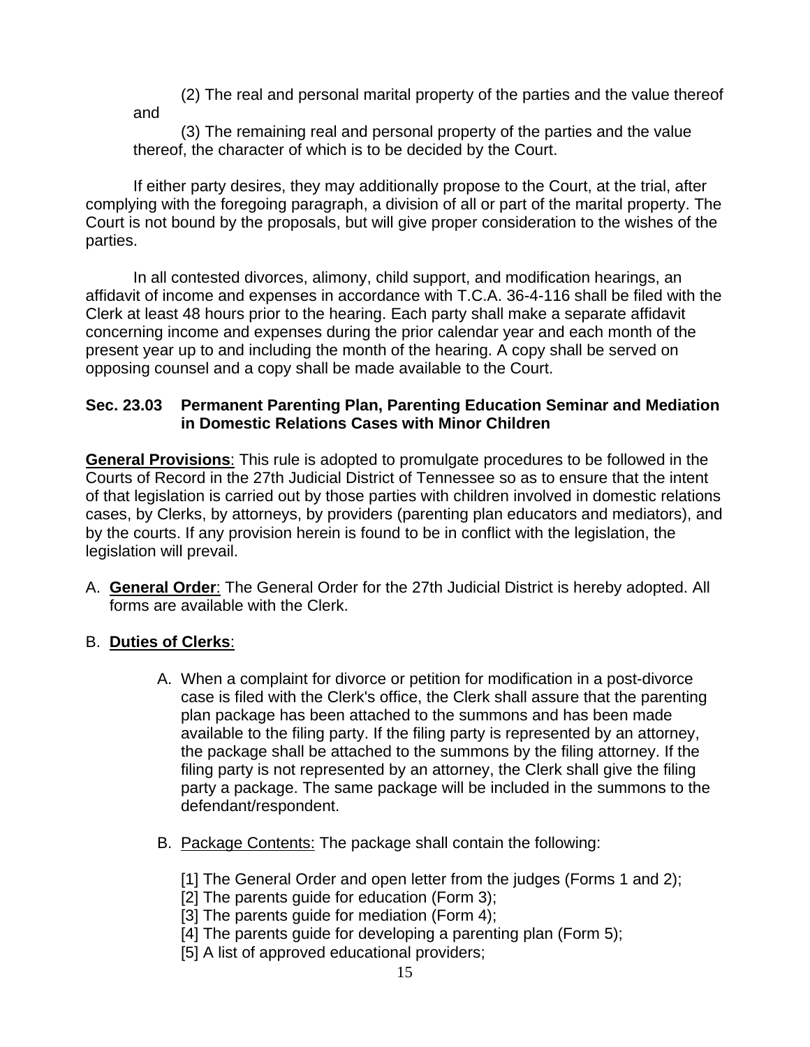(2) The real and personal marital property of the parties and the value thereof and

(3) The remaining real and personal property of the parties and the value thereof, the character of which is to be decided by the Court.

If either party desires, they may additionally propose to the Court, at the trial, after complying with the foregoing paragraph, a division of all or part of the marital property. The Court is not bound by the proposals, but will give proper consideration to the wishes of the parties.

In all contested divorces, alimony, child support, and modification hearings, an affidavit of income and expenses in accordance with T.C.A. 36-4-116 shall be filed with the Clerk at least 48 hours prior to the hearing. Each party shall make a separate affidavit concerning income and expenses during the prior calendar year and each month of the present year up to and including the month of the hearing. A copy shall be served on opposing counsel and a copy shall be made available to the Court.

### Sec. 23.03 Permanent Parenting Plan, Parenting Education Seminar and Mediation in Domestic Relations Cases with Minor Children

**General Provisions**: This rule is adopted to promulgate procedures to be followed in the Courts of Record in the 27th Judicial District of Tennessee so as to ensure that the intent of that legislation is carried out by those parties with children involved in domestic relations cases, by Clerks, by attorneys, by providers (parenting plan educators and mediators), and by the courts. If any provision herein is found to be in conflict with the legislation, the legislation will prevail.

A. **General Order**: The General Order for the 27th Judicial District is hereby adopted. All forms are available with the Clerk.

B. **Duties of Clerks**:

  A. When a complaint for divorce or petition for modification in a post-divorce case is filed with the Clerk's office, the Clerk shall assure that the parenting plan package has been attached to the summons and has been made available to the filing party. If the filing party is represented by an attorney, the package shall be attached to the summons by the filing attorney. If the filing party is not represented by an attorney, the Clerk shall give the filing party a package. The same package will be included in the summons to the defendant/respondent.

  B. Package Contents: The package shall contain the following:

    [1] The General Order and open letter from the judges (Forms 1 and 2);
    [2] The parents guide for education (Form 3);
    [3] The parents guide for mediation (Form 4);
    [4] The parents guide for developing a parenting plan (Form 5);
    [5] A list of approved educational providers;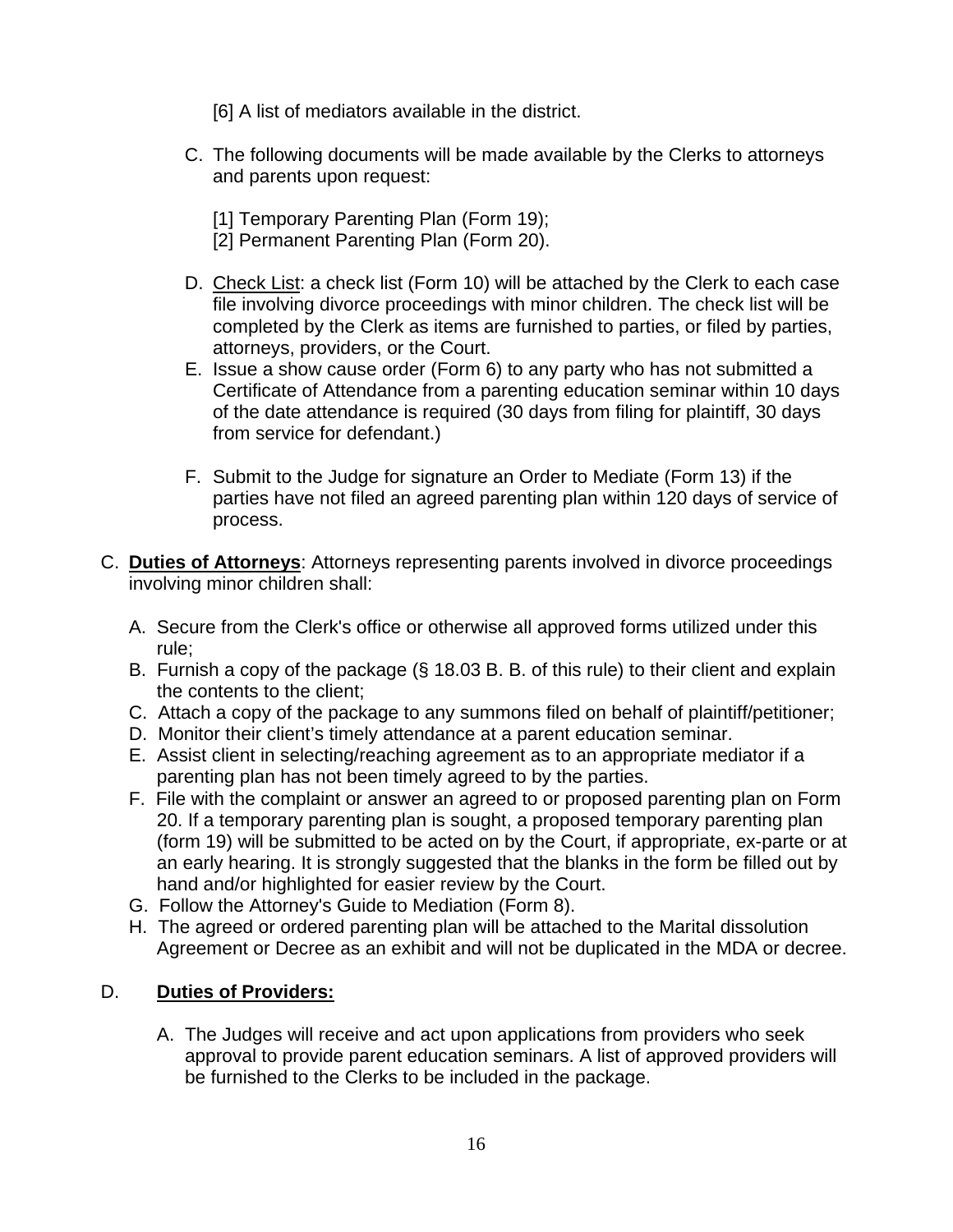[6] A list of mediators available in the district.

C. The following documents will be made available by the Clerks to attorneys and parents upon request:

[1] Temporary Parenting Plan (Form 19);
[2] Permanent Parenting Plan (Form 20).

D. <u>Check List</u>: a check list (Form 10) will be attached by the Clerk to each case file involving divorce proceedings with minor children. The check list will be completed by the Clerk as items are furnished to parties, or filed by parties, attorneys, providers, or the Court.

E. Issue a show cause order (Form 6) to any party who has not submitted a Certificate of Attendance from a parenting education seminar within 10 days of the date attendance is required (30 days from filing for plaintiff, 30 days from service for defendant.)

F. Submit to the Judge for signature an Order to Mediate (Form 13) if the parties have not filed an agreed parenting plan within 120 days of service of process.

C. **<u>Duties of Attorneys</u>**: Attorneys representing parents involved in divorce proceedings involving minor children shall:

A. Secure from the Clerk's office or otherwise all approved forms utilized under this rule;
B. Furnish a copy of the package (§ 18.03 B. B. of this rule) to their client and explain the contents to the client;
C. Attach a copy of the package to any summons filed on behalf of plaintiff/petitioner;
D. Monitor their client's timely attendance at a parent education seminar.
E. Assist client in selecting/reaching agreement as to an appropriate mediator if a parenting plan has not been timely agreed to by the parties.
F. File with the complaint or answer an agreed to or proposed parenting plan on Form 20. If a temporary parenting plan is sought, a proposed temporary parenting plan (form 19) will be submitted to be acted on by the Court, if appropriate, ex-parte or at an early hearing. It is strongly suggested that the blanks in the form be filled out by hand and/or highlighted for easier review by the Court.
G. Follow the Attorney's Guide to Mediation (Form 8).
H. The agreed or ordered parenting plan will be attached to the Marital dissolution Agreement or Decree as an exhibit and will not be duplicated in the MDA or decree.

D. **<u>Duties of Providers:</u>**

A. The Judges will receive and act upon applications from providers who seek approval to provide parent education seminars. A list of approved providers will be furnished to the Clerks to be included in the package.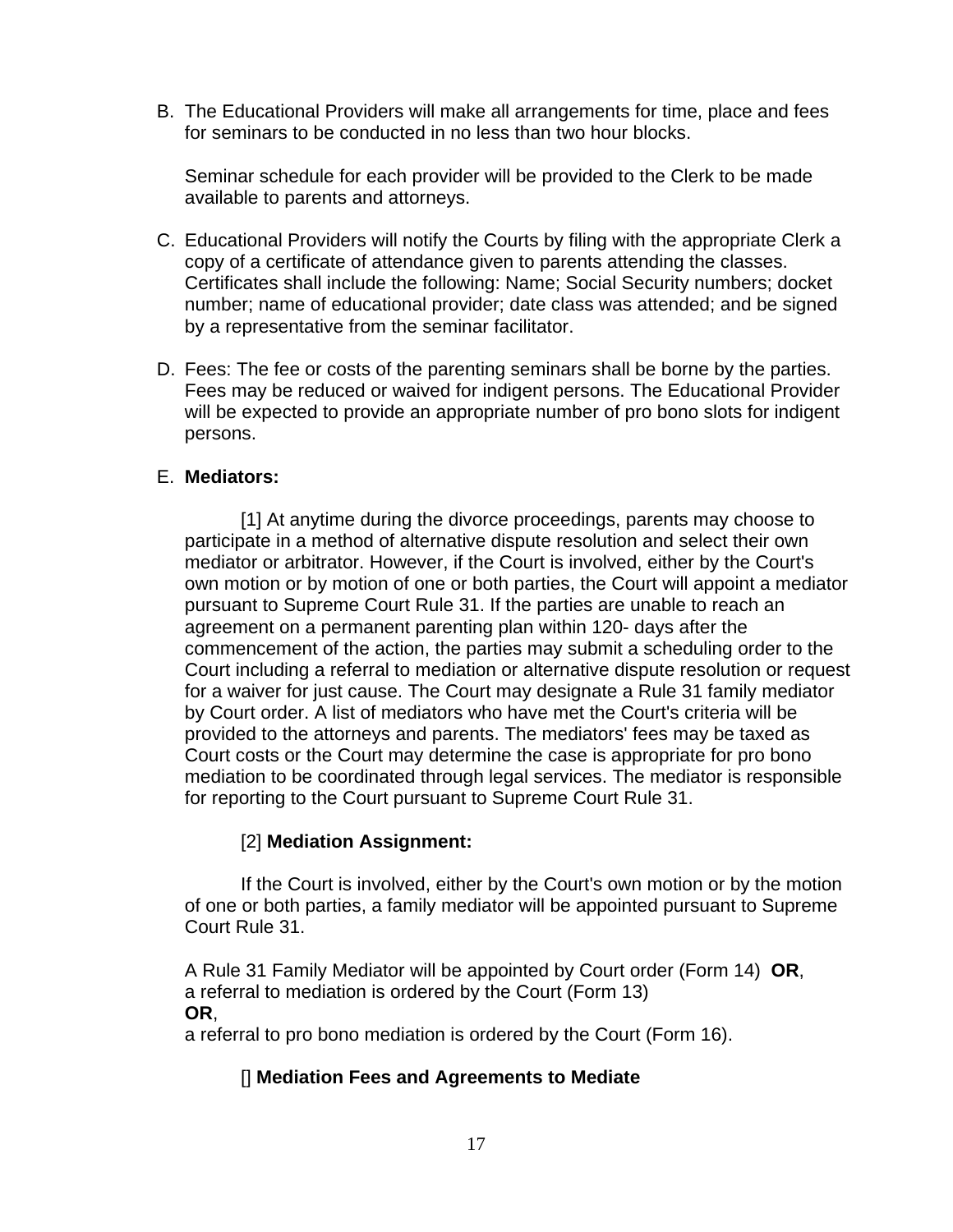B. The Educational Providers will make all arrangements for time, place and fees for seminars to be conducted in no less than two hour blocks.

   Seminar schedule for each provider will be provided to the Clerk to be made available to parents and attorneys.

C. Educational Providers will notify the Courts by filing with the appropriate Clerk a copy of a certificate of attendance given to parents attending the classes. Certificates shall include the following: Name; Social Security numbers; docket number; name of educational provider; date class was attended; and be signed by a representative from the seminar facilitator.

D. Fees: The fee or costs of the parenting seminars shall be borne by the parties. Fees may be reduced or waived for indigent persons. The Educational Provider will be expected to provide an appropriate number of pro bono slots for indigent persons.

E. **Mediators:**

   [1] At anytime during the divorce proceedings, parents may choose to participate in a method of alternative dispute resolution and select their own mediator or arbitrator. However, if the Court is involved, either by the Court's own motion or by motion of one or both parties, the Court will appoint a mediator pursuant to Supreme Court Rule 31. If the parties are unable to reach an agreement on a permanent parenting plan within 120- days after the commencement of the action, the parties may submit a scheduling order to the Court including a referral to mediation or alternative dispute resolution or request for a waiver for just cause. The Court may designate a Rule 31 family mediator by Court order. A list of mediators who have met the Court's criteria will be provided to the attorneys and parents. The mediators' fees may be taxed as Court costs or the Court may determine the case is appropriate for pro bono mediation to be coordinated through legal services. The mediator is responsible for reporting to the Court pursuant to Supreme Court Rule 31.

   [2] **Mediation Assignment:**

   If the Court is involved, either by the Court's own motion or by the motion of one or both parties, a family mediator will be appointed pursuant to Supreme Court Rule 31.

   A Rule 31 Family Mediator will be appointed by Court order (Form 14) **OR**,
   a referral to mediation is ordered by the Court (Form 13)
   **OR**,
   a referral to pro bono mediation is ordered by the Court (Form 16).

   [] **Mediation Fees and Agreements to Mediate**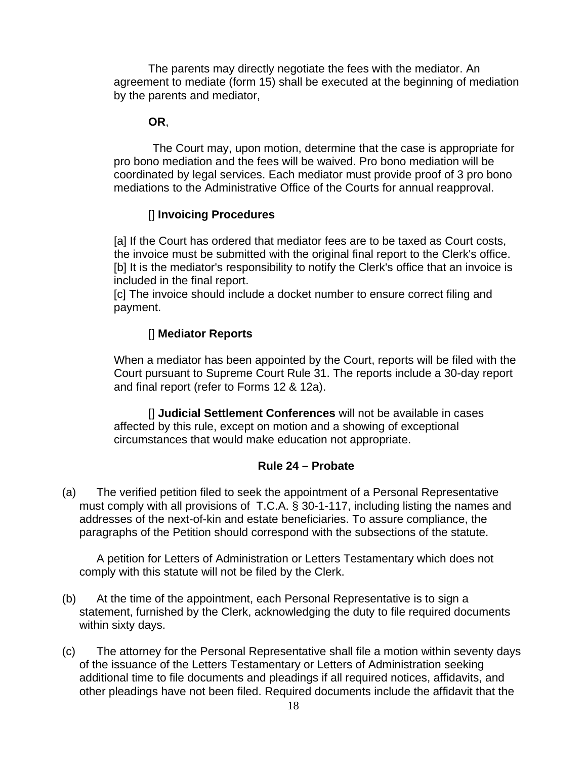The parents may directly negotiate the fees with the mediator. An agreement to mediate (form 15) shall be executed at the beginning of mediation by the parents and mediator,

**OR**,

The Court may, upon motion, determine that the case is appropriate for pro bono mediation and the fees will be waived. Pro bono mediation will be coordinated by legal services. Each mediator must provide proof of 3 pro bono mediations to the Administrative Office of the Courts for annual reapproval.

[] **Invoicing Procedures**

[a] If the Court has ordered that mediator fees are to be taxed as Court costs, the invoice must be submitted with the original final report to the Clerk's office.
[b] It is the mediator's responsibility to notify the Clerk's office that an invoice is included in the final report.
[c] The invoice should include a docket number to ensure correct filing and payment.

[] **Mediator Reports**

When a mediator has been appointed by the Court, reports will be filed with the Court pursuant to Supreme Court Rule 31. The reports include a 30-day report and final report (refer to Forms 12 & 12a).

[] **Judicial Settlement Conferences** will not be available in cases affected by this rule, except on motion and a showing of exceptional circumstances that would make education not appropriate.

## Rule 24 – Probate

(a) The verified petition filed to seek the appointment of a Personal Representative must comply with all provisions of T.C.A. § 30-1-117, including listing the names and addresses of the next-of-kin and estate beneficiaries. To assure compliance, the paragraphs of the Petition should correspond with the subsections of the statute.

A petition for Letters of Administration or Letters Testamentary which does not comply with this statute will not be filed by the Clerk.

(b) At the time of the appointment, each Personal Representative is to sign a statement, furnished by the Clerk, acknowledging the duty to file required documents within sixty days.

(c) The attorney for the Personal Representative shall file a motion within seventy days of the issuance of the Letters Testamentary or Letters of Administration seeking additional time to file documents and pleadings if all required notices, affidavits, and other pleadings have not been filed. Required documents include the affidavit that the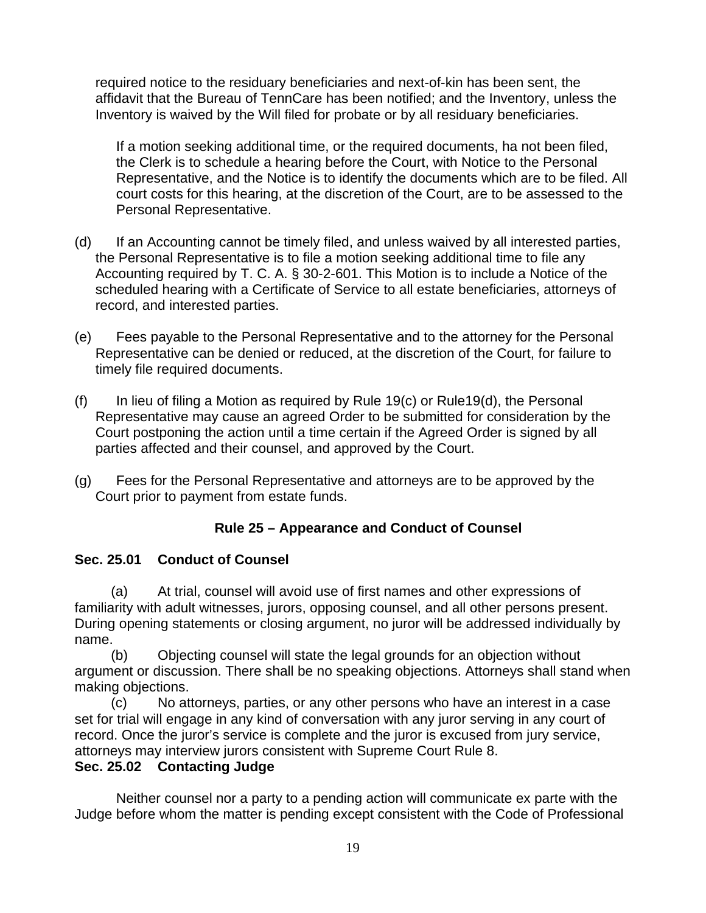required notice to the residuary beneficiaries and next-of-kin has been sent, the affidavit that the Bureau of TennCare has been notified; and the Inventory, unless the Inventory is waived by the Will filed for probate or by all residuary beneficiaries.

If a motion seeking additional time, or the required documents, ha not been filed, the Clerk is to schedule a hearing before the Court, with Notice to the Personal Representative, and the Notice is to identify the documents which are to be filed. All court costs for this hearing, at the discretion of the Court, are to be assessed to the Personal Representative.

(d) If an Accounting cannot be timely filed, and unless waived by all interested parties, the Personal Representative is to file a motion seeking additional time to file any Accounting required by T. C. A. § 30-2-601. This Motion is to include a Notice of the scheduled hearing with a Certificate of Service to all estate beneficiaries, attorneys of record, and interested parties.

(e) Fees payable to the Personal Representative and to the attorney for the Personal Representative can be denied or reduced, at the discretion of the Court, for failure to timely file required documents.

(f) In lieu of filing a Motion as required by Rule 19(c) or Rule19(d), the Personal Representative may cause an agreed Order to be submitted for consideration by the Court postponing the action until a time certain if the Agreed Order is signed by all parties affected and their counsel, and approved by the Court.

(g) Fees for the Personal Representative and attorneys are to be approved by the Court prior to payment from estate funds.

## Rule 25 – Appearance and Conduct of Counsel

### Sec. 25.01 Conduct of Counsel

(a) At trial, counsel will avoid use of first names and other expressions of familiarity with adult witnesses, jurors, opposing counsel, and all other persons present. During opening statements or closing argument, no juror will be addressed individually by name.

(b) Objecting counsel will state the legal grounds for an objection without argument or discussion. There shall be no speaking objections. Attorneys shall stand when making objections.

(c) No attorneys, parties, or any other persons who have an interest in a case set for trial will engage in any kind of conversation with any juror serving in any court of record. Once the juror's service is complete and the juror is excused from jury service, attorneys may interview jurors consistent with Supreme Court Rule 8.

### Sec. 25.02 Contacting Judge

Neither counsel nor a party to a pending action will communicate ex parte with the Judge before whom the matter is pending except consistent with the Code of Professional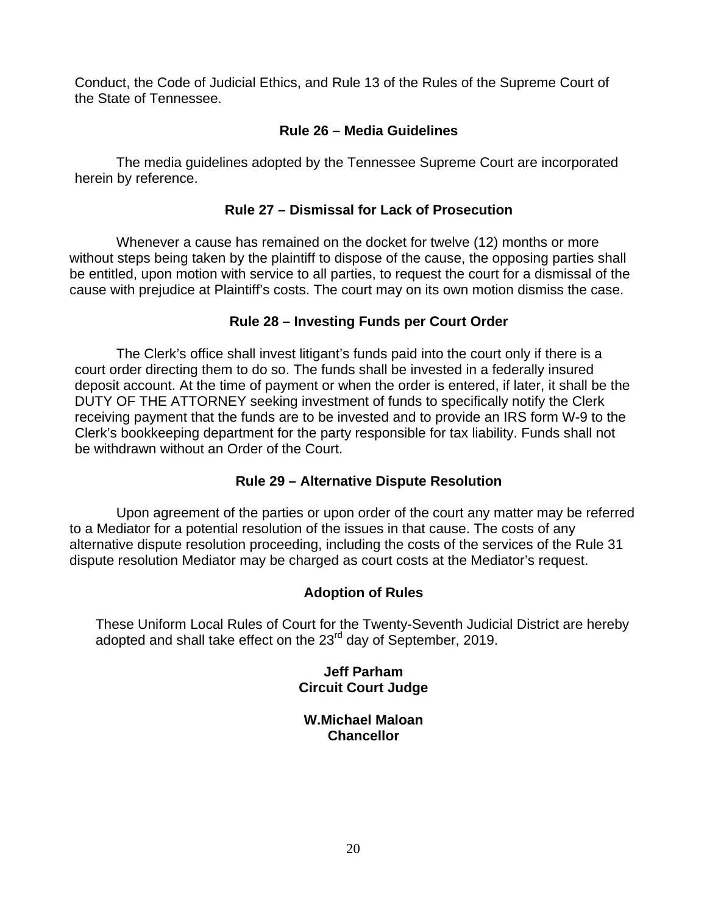Conduct, the Code of Judicial Ethics, and Rule 13 of the Rules of the Supreme Court of the State of Tennessee.

### Rule 26 – Media Guidelines

The media guidelines adopted by the Tennessee Supreme Court are incorporated herein by reference.

### Rule 27 – Dismissal for Lack of Prosecution

Whenever a cause has remained on the docket for twelve (12) months or more without steps being taken by the plaintiff to dispose of the cause, the opposing parties shall be entitled, upon motion with service to all parties, to request the court for a dismissal of the cause with prejudice at Plaintiff's costs. The court may on its own motion dismiss the case.

### Rule 28 – Investing Funds per Court Order

The Clerk's office shall invest litigant's funds paid into the court only if there is a court order directing them to do so. The funds shall be invested in a federally insured deposit account. At the time of payment or when the order is entered, if later, it shall be the DUTY OF THE ATTORNEY seeking investment of funds to specifically notify the Clerk receiving payment that the funds are to be invested and to provide an IRS form W-9 to the Clerk's bookkeeping department for the party responsible for tax liability. Funds shall not be withdrawn without an Order of the Court.

### Rule 29 – Alternative Dispute Resolution

Upon agreement of the parties or upon order of the court any matter may be referred to a Mediator for a potential resolution of the issues in that cause. The costs of any alternative dispute resolution proceeding, including the costs of the services of the Rule 31 dispute resolution Mediator may be charged as court costs at the Mediator's request.

### Adoption of Rules

These Uniform Local Rules of Court for the Twenty-Seventh Judicial District are hereby adopted and shall take effect on the 23rd day of September, 2019.

**Jeff Parham**
**Circuit Court Judge**

**W.Michael Maloan**
**Chancellor**